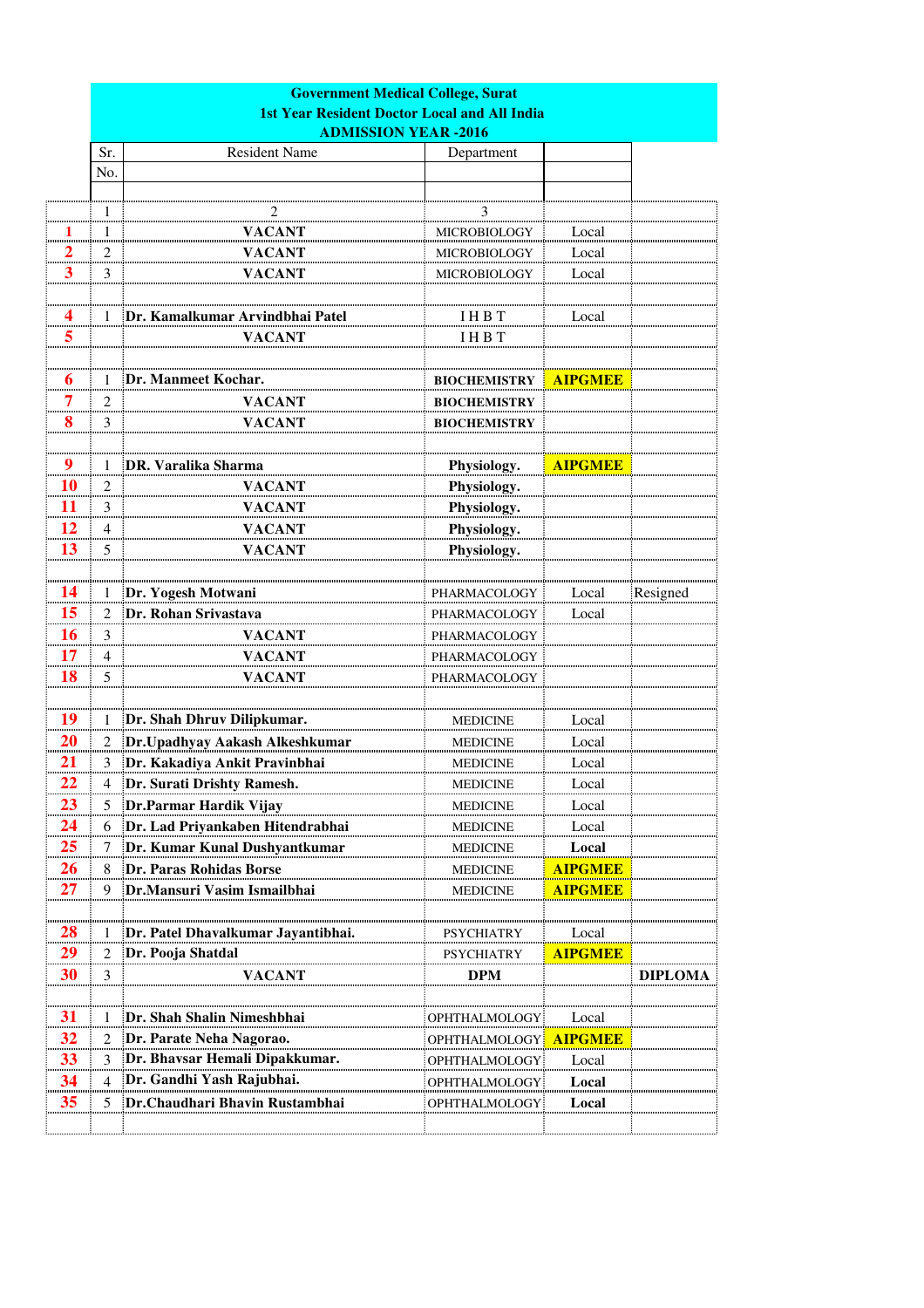**Government Medical College, Surat**
**1st Year Resident Doctor Local and All India**
**ADMISSION YEAR -2016**

| | Sr. No. | Resident Name | Department | | |
|---|---|---|---|---|---|
| | 1 | 2 | 3 | | |
| 1 | 1 | **VACANT** | MICROBIOLOGY | Local | |
| 2 | 2 | **VACANT** | MICROBIOLOGY | Local | |
| 3 | 3 | **VACANT** | MICROBIOLOGY | Local | |
| | | | | | |
| 4 | 1 | **Dr. Kamalkumar Arvindbhai Patel** | I H B T | Local | |
| 5 | | **VACANT** | I H B T | | |
| | | | | | |
| 6 | 1 | **Dr. Manmeet Kochar.** | **BIOCHEMISTRY** | **AIPGMEE** | |
| 7 | 2 | **VACANT** | **BIOCHEMISTRY** | | |
| 8 | 3 | **VACANT** | **BIOCHEMISTRY** | | |
| | | | | | |
| 9 | 1 | **DR. Varalika Sharma** | **Physiology.** | **AIPGMEE** | |
| 10 | 2 | **VACANT** | **Physiology.** | | |
| 11 | 3 | **VACANT** | **Physiology.** | | |
| 12 | 4 | **VACANT** | **Physiology.** | | |
| 13 | 5 | **VACANT** | **Physiology.** | | |
| | | | | | |
| 14 | 1 | **Dr. Yogesh Motwani** | PHARMACOLOGY | Local | Resigned |
| 15 | 2 | **Dr. Rohan Srivastava** | PHARMACOLOGY | Local | |
| 16 | 3 | **VACANT** | PHARMACOLOGY | | |
| 17 | 4 | **VACANT** | PHARMACOLOGY | | |
| 18 | 5 | **VACANT** | PHARMACOLOGY | | |
| | | | | | |
| 19 | 1 | **Dr. Shah Dhruv Dilipkumar.** | MEDICINE | Local | |
| 20 | 2 | **Dr.Upadhyay Aakash Alkeshkumar** | MEDICINE | Local | |
| 21 | 3 | **Dr. Kakadiya Ankit Pravinbhai** | MEDICINE | Local | |
| 22 | 4 | **Dr. Surati Drishty Ramesh.** | MEDICINE | Local | |
| 23 | 5 | **Dr.Parmar Hardik Vijay** | MEDICINE | Local | |
| 24 | 6 | **Dr. Lad Priyankaben Hitendrabhai** | MEDICINE | Local | |
| 25 | 7 | **Dr. Kumar Kunal Dushyantkumar** | MEDICINE | **Local** | |
| 26 | 8 | **Dr. Paras Rohidas Borse** | MEDICINE | **AIPGMEE** | |
| 27 | 9 | **Dr.Mansuri Vasim Ismailbhai** | MEDICINE | **AIPGMEE** | |
| | | | | | |
| 28 | 1 | **Dr. Patel Dhavalkumar Jayantibhai.** | PSYCHIATRY | Local | |
| 29 | 2 | **Dr. Pooja Shatdal** | PSYCHIATRY | **AIPGMEE** | |
| 30 | 3 | **VACANT** | **DPM** | | **DIPLOMA** |
| | | | | | |
| 31 | 1 | **Dr. Shah Shalin Nimeshbhai** | OPHTHALMOLOGY | Local | |
| 32 | 2 | **Dr. Parate Neha Nagorao.** | OPHTHALMOLOGY | **AIPGMEE** | |
| 33 | 3 | **Dr. Bhavsar Hemali Dipakkumar.** | OPHTHALMOLOGY | Local | |
| 34 | 4 | **Dr. Gandhi Yash Rajubhai.** | OPHTHALMOLOGY | **Local** | |
| 35 | 5 | **Dr.Chaudhari Bhavin Rustambhai** | OPHTHALMOLOGY | **Local** | |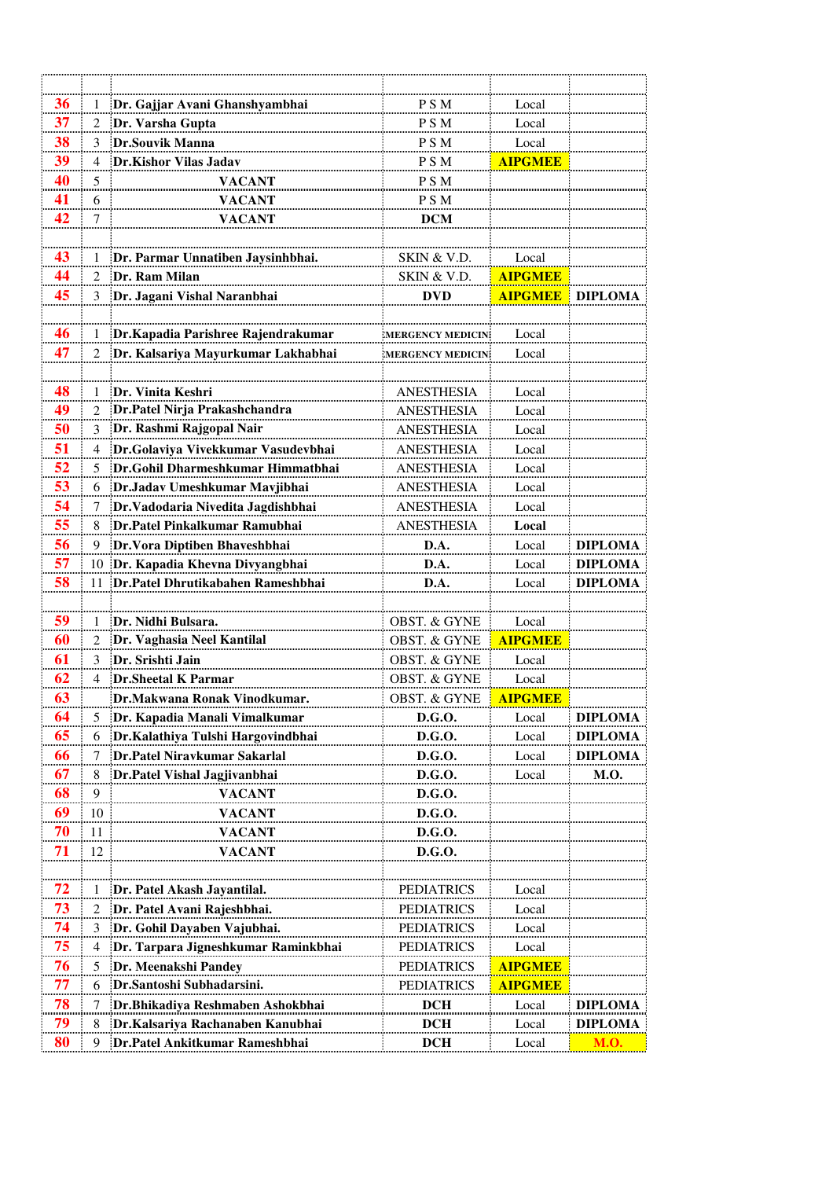| | | | | | |
|---|---|---|---|---|---|
| | | | | | |
| 36 | 1 | Dr. Gajjar Avani Ghanshyambhai | P S M | Local | |
| 37 | 2 | Dr. Varsha Gupta | P S M | Local | |
| 38 | 3 | Dr.Souvik Manna | P S M | Local | |
| 39 | 4 | Dr.Kishor Vilas Jadav | P S M | **AIPGMEE** | |
| 40 | 5 | **VACANT** | P S M | | |
| 41 | 6 | **VACANT** | P S M | | |
| 42 | 7 | **VACANT** | **DCM** | | |
| | | | | | |
| 43 | 1 | Dr. Parmar Unnatiben Jaysinhbhai. | SKIN & V.D. | Local | |
| 44 | 2 | Dr. Ram Milan | SKIN & V.D. | **AIPGMEE** | |
| 45 | 3 | Dr. Jagani Vishal Naranbhai | **DVD** | **AIPGMEE** | **DIPLOMA** |
| | | | | | |
| 46 | 1 | Dr.Kapadia Parishree Rajendrakumar | EMERGENCY MEDICIN | Local | |
| 47 | 2 | Dr. Kalsariya Mayurkumar Lakhabhai | EMERGENCY MEDICIN | Local | |
| | | | | | |
| 48 | 1 | Dr. Vinita Keshri | ANESTHESIA | Local | |
| 49 | 2 | Dr.Patel Nirja Prakashchandra | ANESTHESIA | Local | |
| 50 | 3 | Dr. Rashmi Rajgopal Nair | ANESTHESIA | Local | |
| 51 | 4 | Dr.Golaviya Vivekkumar Vasudevbhai | ANESTHESIA | Local | |
| 52 | 5 | Dr.Gohil Dharmeshkumar Himmatbhai | ANESTHESIA | Local | |
| 53 | 6 | Dr.Jadav Umeshkumar Mavjibhai | ANESTHESIA | Local | |
| 54 | 7 | Dr.Vadodaria Nivedita Jagdishbhai | ANESTHESIA | Local | |
| 55 | 8 | Dr.Patel Pinkalkumar Ramubhai | ANESTHESIA | **Local** | |
| 56 | 9 | Dr.Vora Diptiben Bhaveshbhai | **D.A.** | Local | **DIPLOMA** |
| 57 | 10 | Dr. Kapadia Khevna Divyangbhai | **D.A.** | Local | **DIPLOMA** |
| 58 | 11 | Dr.Patel Dhrutikabahen Rameshbhai | **D.A.** | Local | **DIPLOMA** |
| | | | | | |
| 59 | 1 | Dr. Nidhi Bulsara. | OBST. & GYNE | Local | |
| 60 | 2 | Dr. Vaghasia Neel Kantilal | OBST. & GYNE | **AIPGMEE** | |
| 61 | 3 | Dr. Srishti Jain | OBST. & GYNE | Local | |
| 62 | 4 | Dr.Sheetal K Parmar | OBST. & GYNE | Local | |
| 63 | | Dr.Makwana Ronak Vinodkumar. | OBST. & GYNE | **AIPGMEE** | |
| 64 | 5 | Dr. Kapadia Manali Vimalkumar | **D.G.O.** | Local | **DIPLOMA** |
| 65 | 6 | Dr.Kalathiya Tulshi Hargovindbhai | **D.G.O.** | Local | **DIPLOMA** |
| 66 | 7 | Dr.Patel Niravkumar Sakarlal | **D.G.O.** | Local | **DIPLOMA** |
| 67 | 8 | Dr.Patel Vishal Jagjivanbhai | **D.G.O.** | Local | **M.O.** |
| 68 | 9 | **VACANT** | **D.G.O.** | | |
| 69 | 10 | **VACANT** | **D.G.O.** | | |
| 70 | 11 | **VACANT** | **D.G.O.** | | |
| 71 | 12 | **VACANT** | **D.G.O.** | | |
| | | | | | |
| 72 | 1 | Dr. Patel Akash Jayantilal. | PEDIATRICS | Local | |
| 73 | 2 | Dr. Patel Avani Rajeshbhai. | PEDIATRICS | Local | |
| 74 | 3 | Dr. Gohil Dayaben Vajubhai. | PEDIATRICS | Local | |
| 75 | 4 | Dr. Tarpara Jigneshkumar Raminkbhai | PEDIATRICS | Local | |
| 76 | 5 | Dr. Meenakshi Pandey | PEDIATRICS | **AIPGMEE** | |
| 77 | 6 | Dr.Santoshi Subhadarsini. | PEDIATRICS | **AIPGMEE** | |
| 78 | 7 | Dr.Bhikadiya Reshmaben Ashokbhai | **DCH** | Local | **DIPLOMA** |
| 79 | 8 | Dr.Kalsariya Rachanaben Kanubhai | **DCH** | Local | **DIPLOMA** |
| 80 | 9 | Dr.Patel Ankitkumar Rameshbhai | **DCH** | Local | **M.O.** |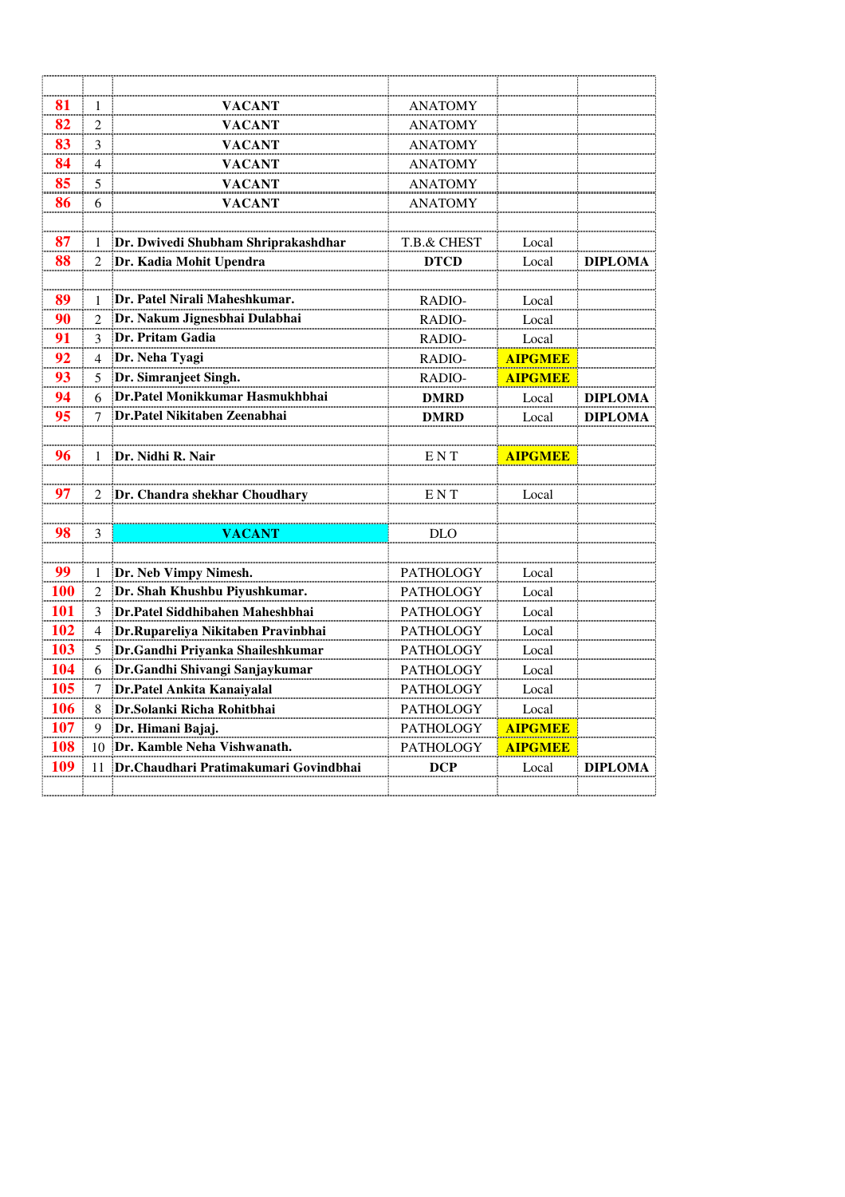| | | | | | |
|---|---|---|---|---|---|
| | | | | | |
| 81 | 1 | VACANT | ANATOMY | | |
| 82 | 2 | VACANT | ANATOMY | | |
| 83 | 3 | VACANT | ANATOMY | | |
| 84 | 4 | VACANT | ANATOMY | | |
| 85 | 5 | VACANT | ANATOMY | | |
| 86 | 6 | VACANT | ANATOMY | | |
| | | | | | |
| 87 | 1 | Dr. Dwivedi Shubham Shriprakashdhar | T.B.& CHEST | Local | |
| 88 | 2 | Dr. Kadia Mohit Upendra | DTCD | Local | DIPLOMA |
| | | | | | |
| 89 | 1 | Dr. Patel Nirali Maheshkumar. | RADIO- | Local | |
| 90 | 2 | Dr. Nakum Jigneshbhai Dulabhai | RADIO- | Local | |
| 91 | 3 | Dr. Pritam Gadia | RADIO- | Local | |
| 92 | 4 | Dr. Neha Tyagi | RADIO- | AIPGMEE | |
| 93 | 5 | Dr. Simranjeet Singh. | RADIO- | AIPGMEE | |
| 94 | 6 | Dr.Patel Monikkumar Hasmukhbhai | DMRD | Local | DIPLOMA |
| 95 | 7 | Dr.Patel Nikitaben Zeenabhai | DMRD | Local | DIPLOMA |
| | | | | | |
| 96 | 1 | Dr. Nidhi R. Nair | E N T | AIPGMEE | |
| | | | | | |
| 97 | 2 | Dr. Chandra shekhar Choudhary | E N T | Local | |
| | | | | | |
| 98 | 3 | VACANT | DLO | | |
| | | | | | |
| 99 | 1 | Dr. Neb Vimpy Nimesh. | PATHOLOGY | Local | |
| 100 | 2 | Dr. Shah Khushbu Piyushkumar. | PATHOLOGY | Local | |
| 101 | 3 | Dr.Patel Siddhibahen Maheshbhai | PATHOLOGY | Local | |
| 102 | 4 | Dr.Rupareliya Nikitaben Pravinbhai | PATHOLOGY | Local | |
| 103 | 5 | Dr.Gandhi Priyanka Shaileshkumar | PATHOLOGY | Local | |
| 104 | 6 | Dr.Gandhi Shivangi Sanjaykumar | PATHOLOGY | Local | |
| 105 | 7 | Dr.Patel Ankita Kanaiyalal | PATHOLOGY | Local | |
| 106 | 8 | Dr.Solanki Richa Rohitbhai | PATHOLOGY | Local | |
| 107 | 9 | Dr. Himani Bajaj. | PATHOLOGY | AIPGMEE | |
| 108 | 10 | Dr. Kamble Neha Vishwanath. | PATHOLOGY | AIPGMEE | |
| 109 | 11 | Dr.Chaudhari Pratimakumari Govindbhai | DCP | Local | DIPLOMA |
| | | | | | |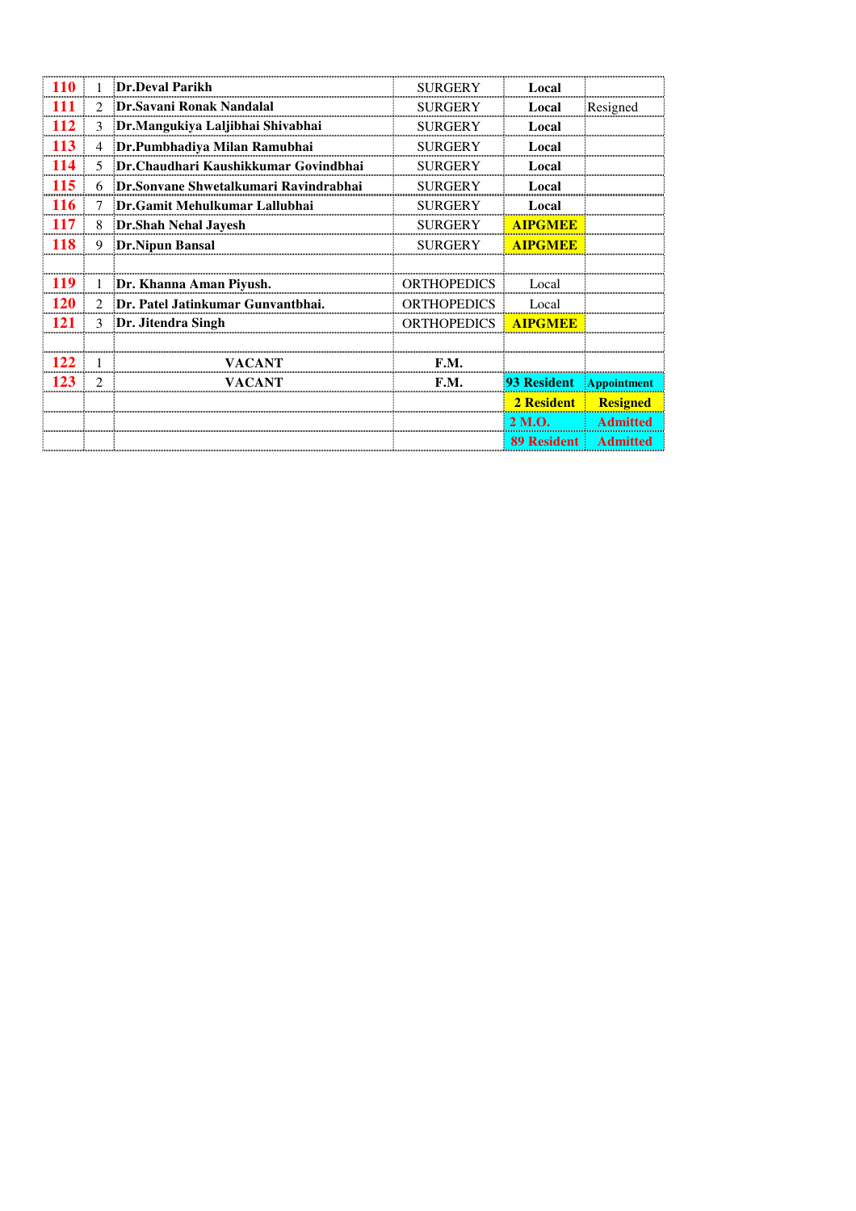| | | | | | |
|---|---|---|---|---|---|
| 110 | 1 | **Dr.Deval Parikh** | SURGERY | **Local** | |
| 111 | 2 | **Dr.Savani Ronak Nandalal** | SURGERY | **Local** | Resigned |
| 112 | 3 | **Dr.Mangukiya Laljibhai Shivabhai** | SURGERY | **Local** | |
| 113 | 4 | **Dr.Pumbhadiya Milan Ramubhai** | SURGERY | **Local** | |
| 114 | 5 | **Dr.Chaudhari Kaushikkumar Govindbhai** | SURGERY | **Local** | |
| 115 | 6 | **Dr.Sonvane Shwetalkumari Ravindrabhai** | SURGERY | **Local** | |
| 116 | 7 | **Dr.Gamit Mehulkumar Lallubhai** | SURGERY | **Local** | |
| 117 | 8 | **Dr.Shah Nehal Jayesh** | SURGERY | **AIPGMEE** | |
| 118 | 9 | **Dr.Nipun Bansal** | SURGERY | **AIPGMEE** | |
| | | | | | |
| 119 | 1 | **Dr. Khanna Aman Piyush.** | ORTHOPEDICS | Local | |
| 120 | 2 | **Dr. Patel Jatinkumar Gunvantbhai.** | ORTHOPEDICS | Local | |
| 121 | 3 | **Dr. Jitendra Singh** | ORTHOPEDICS | **AIPGMEE** | |
| | | | | | |
| 122 | 1 | **VACANT** | **F.M.** | | |
| 123 | 2 | **VACANT** | **F.M.** | **93 Resident** | **Appointment** |
| | | | | **2 Resident** | **Resigned** |
| | | | | **2 M.O.** | **Admitted** |
| | | | | **89 Resident** | **Admitted** |